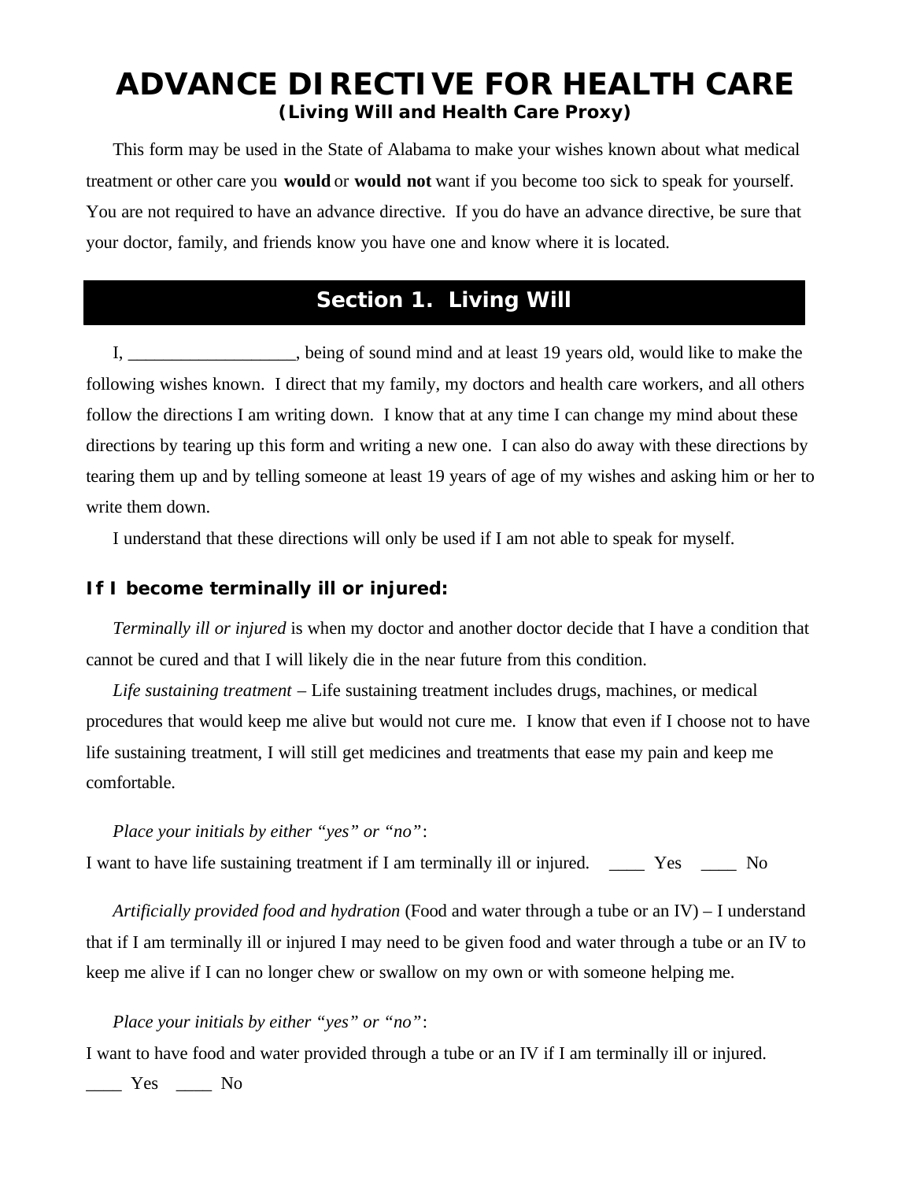# ADVANCE DIRECTIVE FOR HEALTH CARE

**(Living Will and Health Care Proxy)**

This form may be used in the State of Alabama to make your wishes known about what medical treatment or other care you **would** or **would not** want if you become too sick to speak for yourself. You are not required to have an advance directive. If you do have an advance directive, be sure that your doctor, family, and friends know you have one and know where it is located.

## Section 1. Living Will

I, ___________________, being of sound mind and at least 19 years old, would like to make the following wishes known. I direct that my family, my doctors and health care workers, and all others follow the directions I am writing down. I know that at any time I can change my mind about these directions by tearing up this form and writing a new one. I can also do away with these directions by tearing them up and by telling someone at least 19 years of age of my wishes and asking him or her to write them down.

I understand that these directions will only be used if I am not able to speak for myself.

### If I become terminally ill or injured:

*Terminally ill or injured* is when my doctor and another doctor decide that I have a condition that cannot be cured and that I will likely die in the near future from this condition.

*Life sustaining treatment* – Life sustaining treatment includes drugs, machines, or medical procedures that would keep me alive but would not cure me. I know that even if I choose not to have life sustaining treatment, I will still get medicines and treatments that ease my pain and keep me comfortable.

*Place your initials by either "yes" or "no"*:

I want to have life sustaining treatment if I am terminally ill or injured. ____ Yes ____ No

*Artificially provided food and hydration* (Food and water through a tube or an IV) – I understand that if I am terminally ill or injured I may need to be given food and water through a tube or an IV to keep me alive if I can no longer chew or swallow on my own or with someone helping me.

*Place your initials by either "yes" or "no"*:

I want to have food and water provided through a tube or an IV if I am terminally ill or injured.

____ Yes ____ No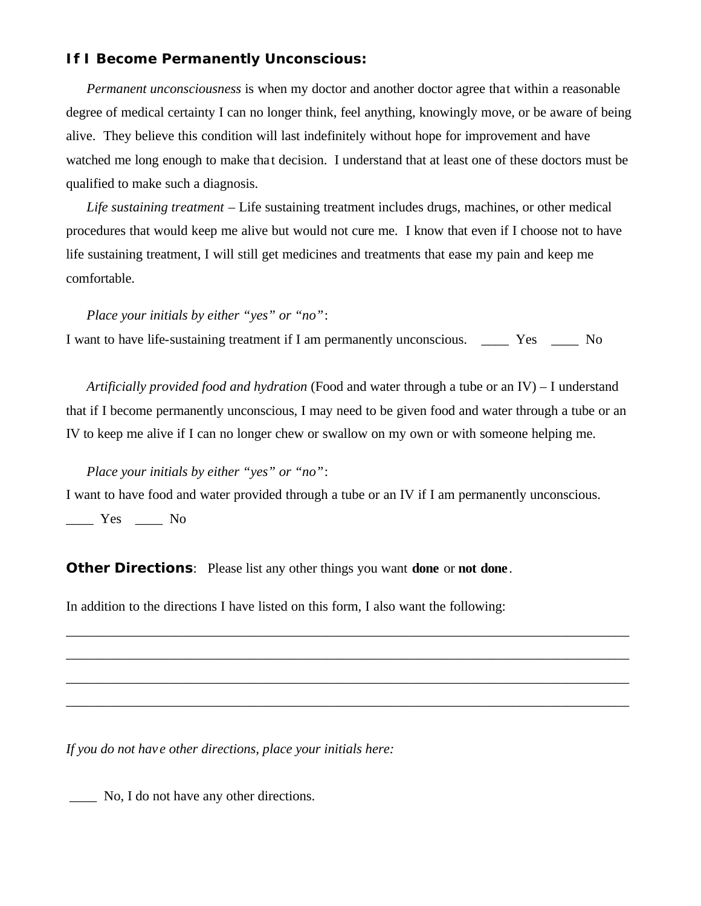### If I Become Permanently Unconscious:

*Permanent unconsciousness* is when my doctor and another doctor agree that within a reasonable degree of medical certainty I can no longer think, feel anything, knowingly move, or be aware of being alive. They believe this condition will last indefinitely without hope for improvement and have watched me long enough to make that decision. I understand that at least one of these doctors must be qualified to make such a diagnosis.

*Life sustaining treatment* – Life sustaining treatment includes drugs, machines, or other medical procedures that would keep me alive but would not cure me. I know that even if I choose not to have life sustaining treatment, I will still get medicines and treatments that ease my pain and keep me comfortable.

*Place your initials by either "yes" or "no"*:

I want to have life-sustaining treatment if I am permanently unconscious. ____ Yes ____ No

*Artificially provided food and hydration* (Food and water through a tube or an IV) – I understand that if I become permanently unconscious, I may need to be given food and water through a tube or an IV to keep me alive if I can no longer chew or swallow on my own or with someone helping me.

*Place your initials by either "yes" or "no"*:

I want to have food and water provided through a tube or an IV if I am permanently unconscious.

____ Yes ____ No

**Other Directions**: Please list any other things you want **done** or **not done**.

In addition to the directions I have listed on this form, I also want the following:

______________________________________________________________________________

______________________________________________________________________________

______________________________________________________________________________

______________________________________________________________________________

*If you do not have other directions, place your initials here:*

____ No, I do not have any other directions.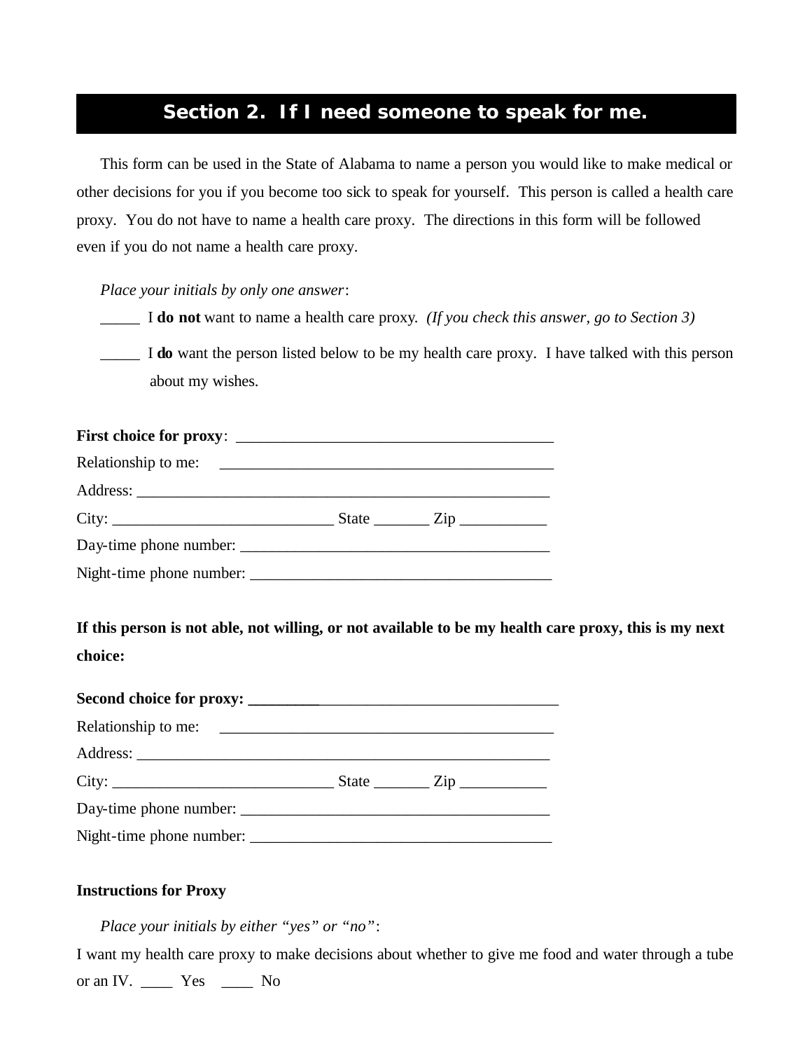## Section 2. If I need someone to speak for me.

This form can be used in the State of Alabama to name a person you would like to make medical or other decisions for you if you become too sick to speak for yourself. This person is called a health care proxy. You do not have to name a health care proxy. The directions in this form will be followed even if you do not name a health care proxy.

*Place your initials by only one answer*:

_____ I **do not** want to name a health care proxy. *(If you check this answer, go to Section 3)*

_____ I **do** want the person listed below to be my health care proxy. I have talked with this person about my wishes.

**First choice for proxy**: _________________________________________

Relationship to me: ___________________________________________

Address: _____________________________________________________

City: ____________________________ State _______ Zip ___________

Day-time phone number: ________________________________________

Night-time phone number: _______________________________________

**If this person is not able, not willing, or not available to be my health care proxy, this is my next choice:**

**Second choice for proxy:** ________________________________________

Relationship to me: ___________________________________________

Address: _____________________________________________________

City: ____________________________ State _______ Zip ___________

Day-time phone number: ________________________________________

Night-time phone number: _______________________________________

**Instructions for Proxy**

*Place your initials by either "yes" or "no"*:

I want my health care proxy to make decisions about whether to give me food and water through a tube or an IV. ____ Yes ____ No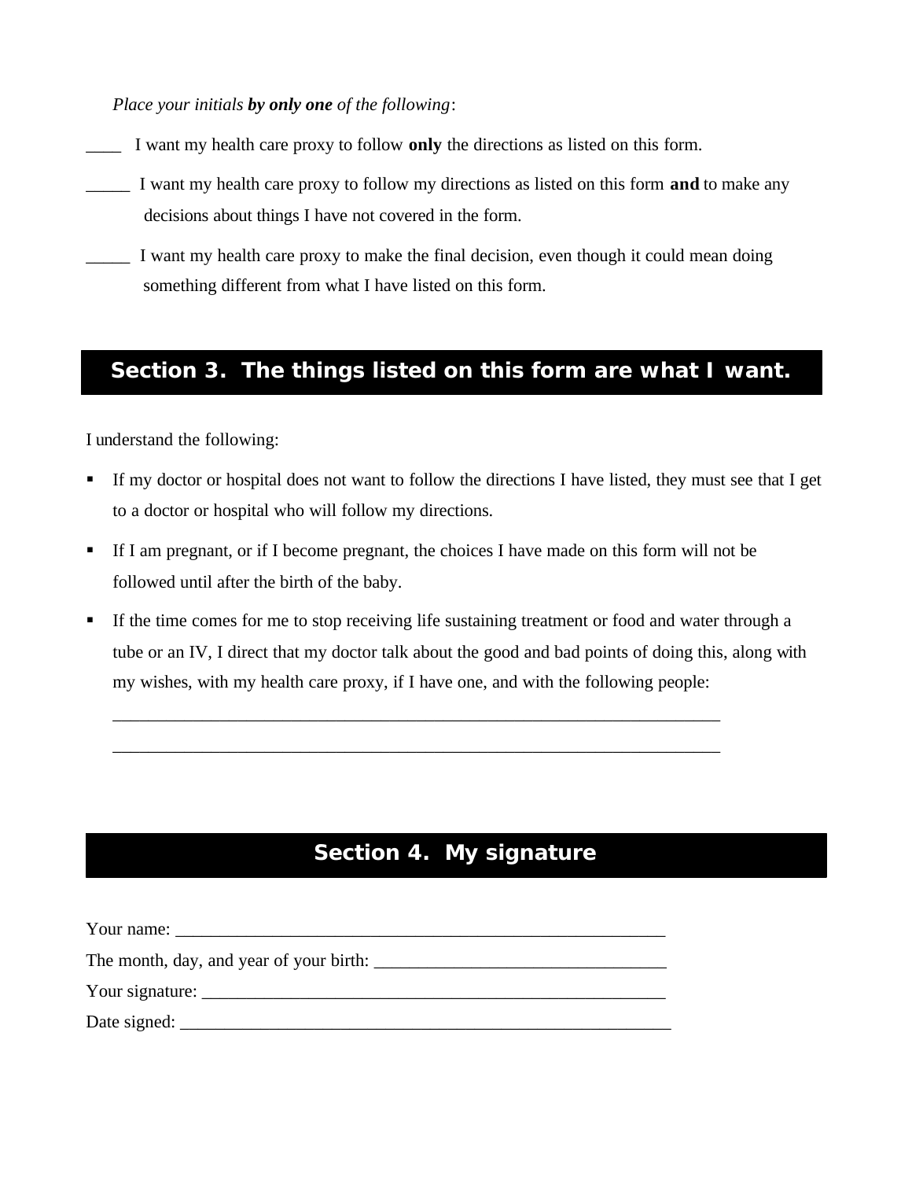*Place your initials* ***by only one*** *of the following*:

____ I want my health care proxy to follow **only** the directions as listed on this form.

_____ I want my health care proxy to follow my directions as listed on this form **and** to make any decisions about things I have not covered in the form.

_____ I want my health care proxy to make the final decision, even though it could mean doing something different from what I have listed on this form.

## Section 3. The things listed on this form are what I want.

I understand the following:

- If my doctor or hospital does not want to follow the directions I have listed, they must see that I get to a doctor or hospital who will follow my directions.
- If I am pregnant, or if I become pregnant, the choices I have made on this form will not be followed until after the birth of the baby.
- If the time comes for me to stop receiving life sustaining treatment or food and water through a tube or an IV, I direct that my doctor talk about the good and bad points of doing this, along with my wishes, with my health care proxy, if I have one, and with the following people:

  ______________________________________________________________________

  ______________________________________________________________________

## Section 4. My signature

Your name: ________________________________________________________

The month, day, and year of your birth: _______________________________

Your signature: _____________________________________________________

Date signed: _________________________________________________________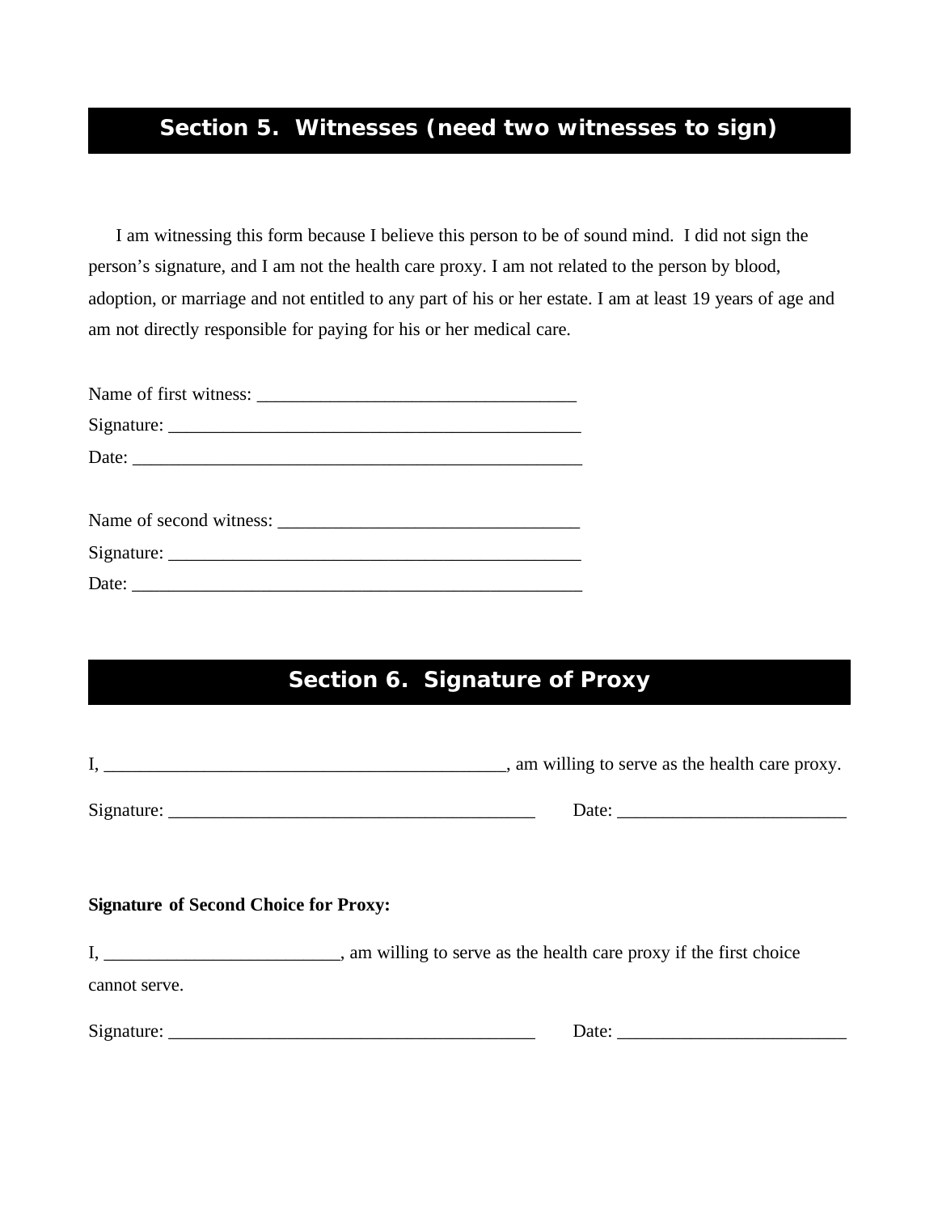## Section 5. Witnesses (need two witnesses to sign)

I am witnessing this form because I believe this person to be of sound mind. I did not sign the person's signature, and I am not the health care proxy. I am not related to the person by blood, adoption, or marriage and not entitled to any part of his or her estate. I am at least 19 years of age and am not directly responsible for paying for his or her medical care.

Name of first witness: ___________________________________

Signature: ______________________________________________

Date: _________________________________________________

Name of second witness: _________________________________

Signature: ______________________________________________

Date: _________________________________________________

## Section 6. Signature of Proxy

I, _____________________________________________, am willing to serve as the health care proxy.

Signature: _________________________________________ Date: _________________________

**Signature of Second Choice for Proxy:**

I, _________________________, am willing to serve as the health care proxy if the first choice cannot serve.

Signature: _________________________________________ Date: _________________________